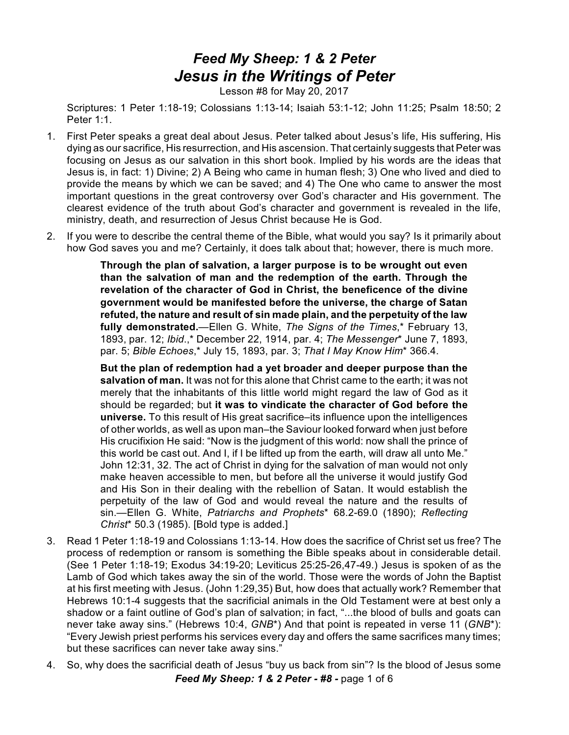# *Feed My Sheep: 1 & 2 Peter*
# *Jesus in the Writings of Peter*

Lesson #8 for May 20, 2017

Scriptures: 1 Peter 1:18-19; Colossians 1:13-14; Isaiah 53:1-12; John 11:25; Psalm 18:50; 2 Peter 1:1.

1. First Peter speaks a great deal about Jesus. Peter talked about Jesus's life, His suffering, His dying as our sacrifice, His resurrection, and His ascension. That certainly suggests that Peter was focusing on Jesus as our salvation in this short book. Implied by his words are the ideas that Jesus is, in fact: 1) Divine; 2) A Being who came in human flesh; 3) One who lived and died to provide the means by which we can be saved; and 4) The One who came to answer the most important questions in the great controversy over God's character and His government. The clearest evidence of the truth about God's character and government is revealed in the life, ministry, death, and resurrection of Jesus Christ because He is God.

2. If you were to describe the central theme of the Bible, what would you say? Is it primarily about how God saves you and me? Certainly, it does talk about that; however, there is much more.

   > **Through the plan of salvation, a larger purpose is to be wrought out even than the salvation of man and the redemption of the earth. Through the revelation of the character of God in Christ, the beneficence of the divine government would be manifested before the universe, the charge of Satan refuted, the nature and result of sin made plain, and the perpetuity of the law fully demonstrated.**—Ellen G. White, *The Signs of the Times*,* February 13, 1893, par. 12; *Ibid.*,* December 22, 1914, par. 4; *The Messenger** June 7, 1893, par. 5; *Bible Echoes*,* July 15, 1893, par. 3; *That I May Know Him** 366.4.

   > **But the plan of redemption had a yet broader and deeper purpose than the salvation of man.** It was not for this alone that Christ came to the earth; it was not merely that the inhabitants of this little world might regard the law of God as it should be regarded; but **it was to vindicate the character of God before the universe.** To this result of His great sacrifice–its influence upon the intelligences of other worlds, as well as upon man–the Saviour looked forward when just before His crucifixion He said: "Now is the judgment of this world: now shall the prince of this world be cast out. And I, if I be lifted up from the earth, will draw all unto Me." John 12:31, 32. The act of Christ in dying for the salvation of man would not only make heaven accessible to men, but before all the universe it would justify God and His Son in their dealing with the rebellion of Satan. It would establish the perpetuity of the law of God and would reveal the nature and the results of sin.—Ellen G. White, *Patriarchs and Prophets** 68.2-69.0 (1890); *Reflecting Christ** 50.3 (1985). [Bold type is added.]

3. Read 1 Peter 1:18-19 and Colossians 1:13-14. How does the sacrifice of Christ set us free? The process of redemption or ransom is something the Bible speaks about in considerable detail. (See 1 Peter 1:18-19; Exodus 34:19-20; Leviticus 25:25-26,47-49.) Jesus is spoken of as the Lamb of God which takes away the sin of the world. Those were the words of John the Baptist at his first meeting with Jesus. (John 1:29,35) But, how does that actually work? Remember that Hebrews 10:1-4 suggests that the sacrificial animals in the Old Testament were at best only a shadow or a faint outline of God's plan of salvation; in fact, "...the blood of bulls and goats can never take away sins." (Hebrews 10:4, *GNB**) And that point is repeated in verse 11 (*GNB**): "Every Jewish priest performs his services every day and offers the same sacrifices many times; but these sacrifices can never take away sins."

4. So, why does the sacrificial death of Jesus "buy us back from sin"? Is the blood of Jesus some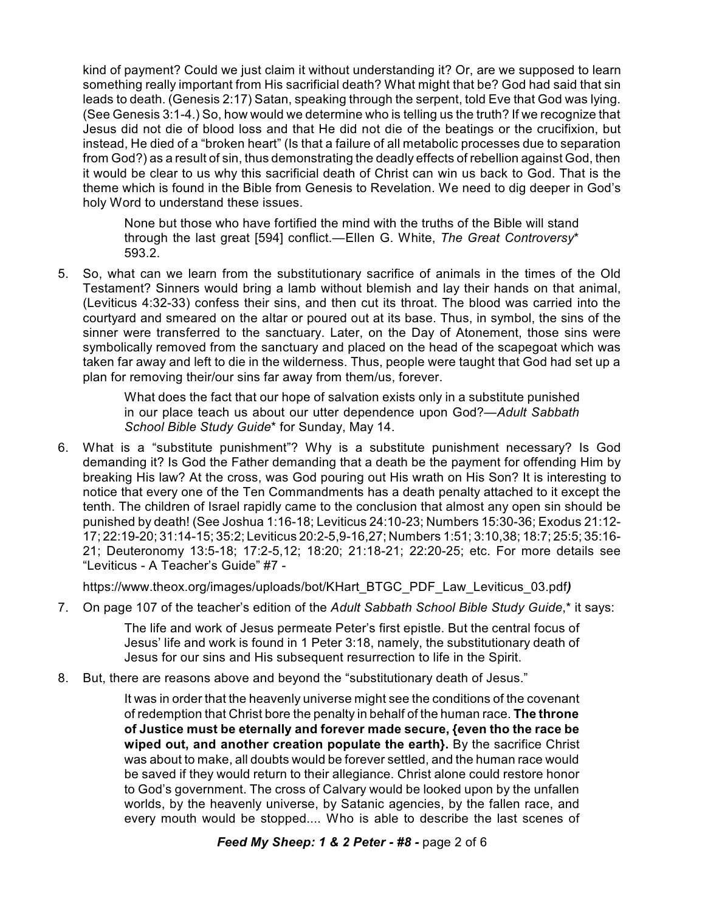kind of payment? Could we just claim it without understanding it? Or, are we supposed to learn something really important from His sacrificial death? What might that be? God had said that sin leads to death. (Genesis 2:17) Satan, speaking through the serpent, told Eve that God was lying. (See Genesis 3:1-4.) So, how would we determine who is telling us the truth? If we recognize that Jesus did not die of blood loss and that He did not die of the beatings or the crucifixion, but instead, He died of a "broken heart" (Is that a failure of all metabolic processes due to separation from God?) as a result of sin, thus demonstrating the deadly effects of rebellion against God, then it would be clear to us why this sacrificial death of Christ can win us back to God. That is the theme which is found in the Bible from Genesis to Revelation. We need to dig deeper in God's holy Word to understand these issues.

> None but those who have fortified the mind with the truths of the Bible will stand through the last great [594] conflict.—Ellen G. White, *The Great Controversy** 593.2.

5. So, what can we learn from the substitutionary sacrifice of animals in the times of the Old Testament? Sinners would bring a lamb without blemish and lay their hands on that animal, (Leviticus 4:32-33) confess their sins, and then cut its throat. The blood was carried into the courtyard and smeared on the altar or poured out at its base. Thus, in symbol, the sins of the sinner were transferred to the sanctuary. Later, on the Day of Atonement, those sins were symbolically removed from the sanctuary and placed on the head of the scapegoat which was taken far away and left to die in the wilderness. Thus, people were taught that God had set up a plan for removing their/our sins far away from them/us, forever.

> What does the fact that our hope of salvation exists only in a substitute punished in our place teach us about our utter dependence upon God?—*Adult Sabbath School Bible Study Guide** for Sunday, May 14.

6. What is a "substitute punishment"? Why is a substitute punishment necessary? Is God demanding it? Is God the Father demanding that a death be the payment for offending Him by breaking His law? At the cross, was God pouring out His wrath on His Son? It is interesting to notice that every one of the Ten Commandments has a death penalty attached to it except the tenth. The children of Israel rapidly came to the conclusion that almost any open sin should be punished by death! (See Joshua 1:16-18; Leviticus 24:10-23; Numbers 15:30-36; Exodus 21:12-17; 22:19-20; 31:14-15; 35:2; Leviticus 20:2-5,9-16,27; Numbers 1:51; 3:10,38; 18:7; 25:5; 35:16-21; Deuteronomy 13:5-18; 17:2-5,12; 18:20; 21:18-21; 22:20-25; etc. For more details see "Leviticus - A Teacher's Guide" #7 -

   https://www.theox.org/images/uploads/bot/KHart_BTGC_PDF_Law_Leviticus_03.pdf*)*

7. On page 107 of the teacher's edition of the *Adult Sabbath School Bible Study Guide*,* it says:

   > The life and work of Jesus permeate Peter's first epistle. But the central focus of Jesus' life and work is found in 1 Peter 3:18, namely, the substitutionary death of Jesus for our sins and His subsequent resurrection to life in the Spirit.

8. But, there are reasons above and beyond the "substitutionary death of Jesus."

   > It was in order that the heavenly universe might see the conditions of the covenant of redemption that Christ bore the penalty in behalf of the human race. **The throne of Justice must be eternally and forever made secure, {even tho the race be wiped out, and another creation populate the earth}.** By the sacrifice Christ was about to make, all doubts would be forever settled, and the human race would be saved if they would return to their allegiance. Christ alone could restore honor to God's government. The cross of Calvary would be looked upon by the unfallen worlds, by the heavenly universe, by Satanic agencies, by the fallen race, and every mouth would be stopped.... Who is able to describe the last scenes of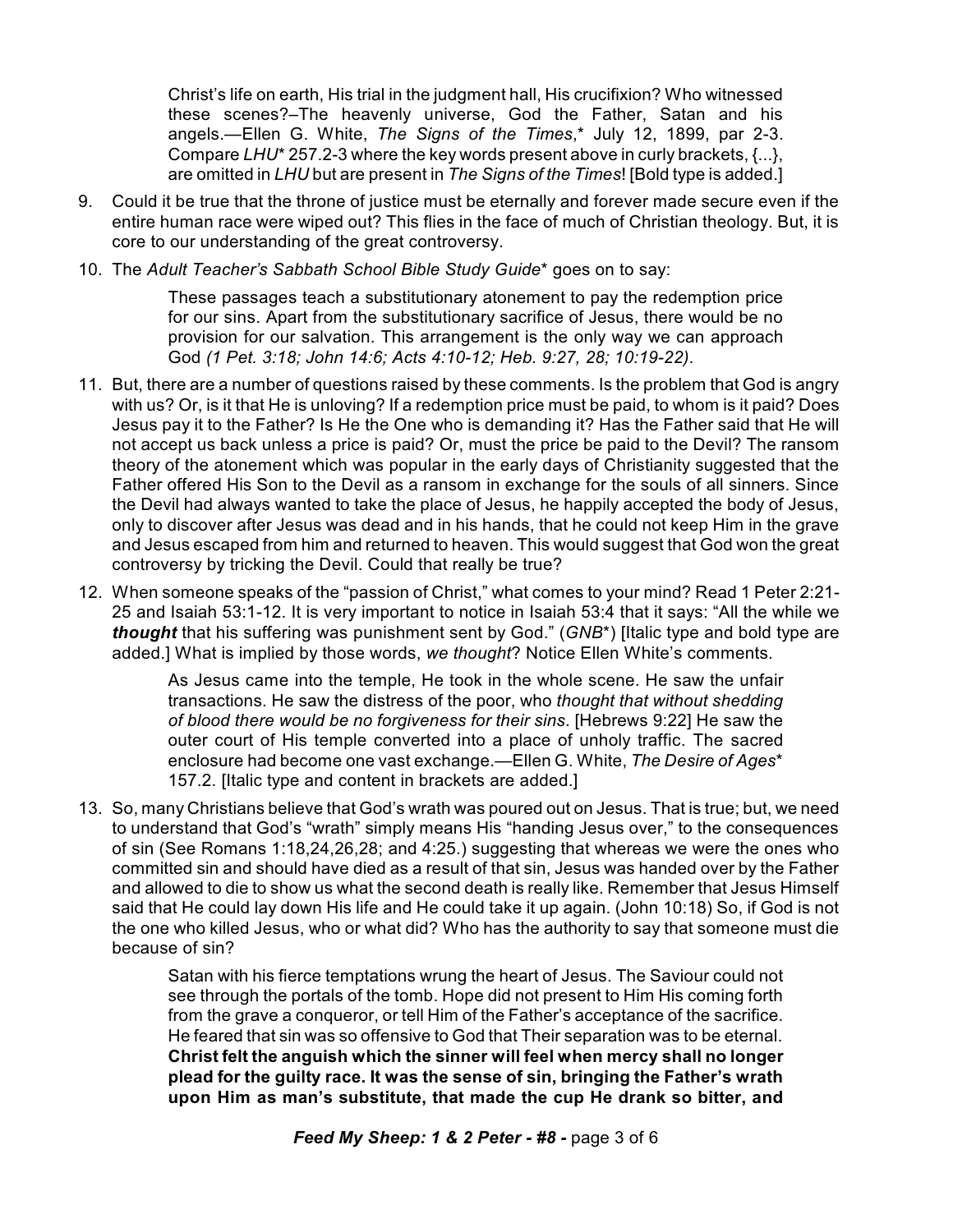> Christ's life on earth, His trial in the judgment hall, His crucifixion? Who witnessed these scenes?–The heavenly universe, God the Father, Satan and his angels.—Ellen G. White, *The Signs of the Times*,* July 12, 1899, par 2-3. Compare *LHU** 257.2-3 where the key words present above in curly brackets, {...}, are omitted in *LHU* but are present in *The Signs of the Times*! [Bold type is added.]

9. Could it be true that the throne of justice must be eternally and forever made secure even if the entire human race were wiped out? This flies in the face of much of Christian theology. But, it is core to our understanding of the great controversy.

10. The *Adult Teacher's Sabbath School Bible Study Guide** goes on to say:

> These passages teach a substitutionary atonement to pay the redemption price for our sins. Apart from the substitutionary sacrifice of Jesus, there would be no provision for our salvation. This arrangement is the only way we can approach God *(1 Pet. 3:18; John 14:6; Acts 4:10-12; Heb. 9:27, 28; 10:19-22)*.

11. But, there are a number of questions raised by these comments. Is the problem that God is angry with us? Or, is it that He is unloving? If a redemption price must be paid, to whom is it paid? Does Jesus pay it to the Father? Is He the One who is demanding it? Has the Father said that He will not accept us back unless a price is paid? Or, must the price be paid to the Devil? The ransom theory of the atonement which was popular in the early days of Christianity suggested that the Father offered His Son to the Devil as a ransom in exchange for the souls of all sinners. Since the Devil had always wanted to take the place of Jesus, he happily accepted the body of Jesus, only to discover after Jesus was dead and in his hands, that he could not keep Him in the grave and Jesus escaped from him and returned to heaven. This would suggest that God won the great controversy by tricking the Devil. Could that really be true?

12. When someone speaks of the "passion of Christ," what comes to your mind? Read 1 Peter 2:21-25 and Isaiah 53:1-12. It is very important to notice in Isaiah 53:4 that it says: "All the while we ***thought*** that his suffering was punishment sent by God." (*GNB**) [Italic type and bold type are added.] What is implied by those words, *we thought*? Notice Ellen White's comments.

> As Jesus came into the temple, He took in the whole scene. He saw the unfair transactions. He saw the distress of the poor, who *thought that without shedding of blood there would be no forgiveness for their sins*. [Hebrews 9:22] He saw the outer court of His temple converted into a place of unholy traffic. The sacred enclosure had become one vast exchange.—Ellen G. White, *The Desire of Ages** 157.2. [Italic type and content in brackets are added.]

13. So, many Christians believe that God's wrath was poured out on Jesus. That is true; but, we need to understand that God's "wrath" simply means His "handing Jesus over," to the consequences of sin (See Romans 1:18,24,26,28; and 4:25.) suggesting that whereas we were the ones who committed sin and should have died as a result of that sin, Jesus was handed over by the Father and allowed to die to show us what the second death is really like. Remember that Jesus Himself said that He could lay down His life and He could take it up again. (John 10:18) So, if God is not the one who killed Jesus, who or what did? Who has the authority to say that someone must die because of sin?

> Satan with his fierce temptations wrung the heart of Jesus. The Saviour could not see through the portals of the tomb. Hope did not present to Him His coming forth from the grave a conqueror, or tell Him of the Father's acceptance of the sacrifice. He feared that sin was so offensive to God that Their separation was to be eternal. **Christ felt the anguish which the sinner will feel when mercy shall no longer plead for the guilty race. It was the sense of sin, bringing the Father's wrath upon Him as man's substitute, that made the cup He drank so bitter, and**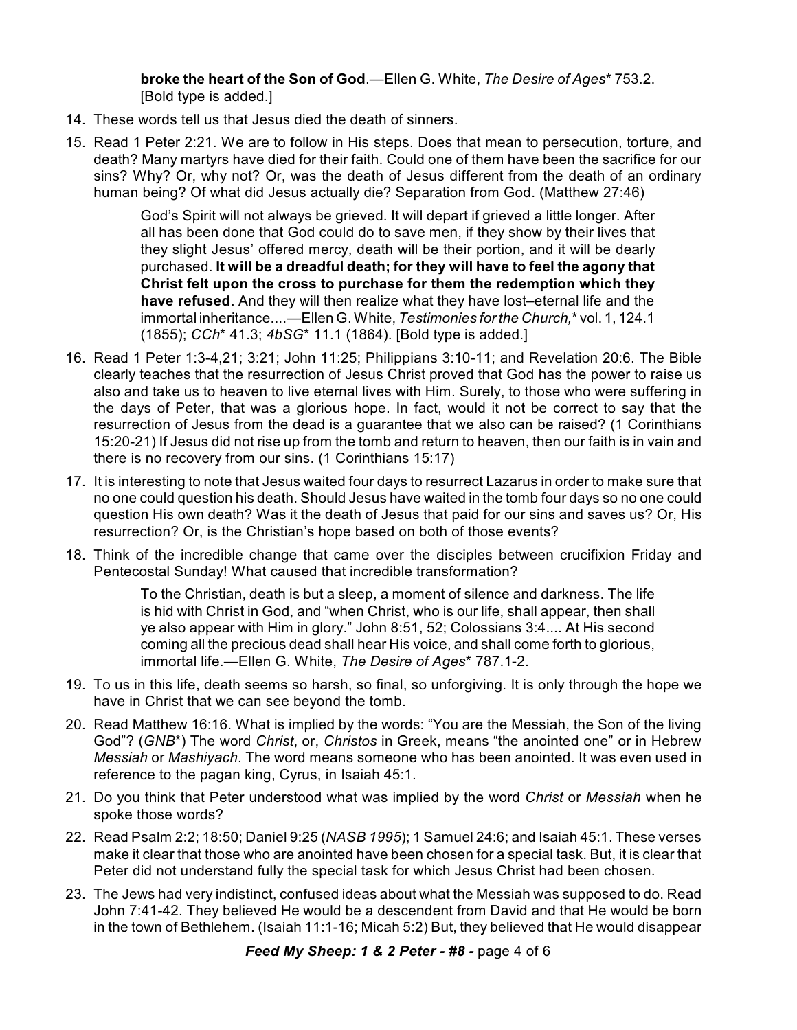**broke the heart of the Son of God**.—Ellen G. White, *The Desire of Ages** 753.2. [Bold type is added.]

14. These words tell us that Jesus died the death of sinners.

15. Read 1 Peter 2:21. We are to follow in His steps. Does that mean to persecution, torture, and death? Many martyrs have died for their faith. Could one of them have been the sacrifice for our sins? Why? Or, why not? Or, was the death of Jesus different from the death of an ordinary human being? Of what did Jesus actually die? Separation from God. (Matthew 27:46)

> God's Spirit will not always be grieved. It will depart if grieved a little longer. After all has been done that God could do to save men, if they show by their lives that they slight Jesus' offered mercy, death will be their portion, and it will be dearly purchased. **It will be a dreadful death; for they will have to feel the agony that Christ felt upon the cross to purchase for them the redemption which they have refused.** And they will then realize what they have lost–eternal life and the immortal inheritance....—Ellen G. White, *Testimonies for the Church,** vol. 1, 124.1 (1855); *CCh** 41.3; *4bSG** 11.1 (1864). [Bold type is added.]

16. Read 1 Peter 1:3-4,21; 3:21; John 11:25; Philippians 3:10-11; and Revelation 20:6. The Bible clearly teaches that the resurrection of Jesus Christ proved that God has the power to raise us also and take us to heaven to live eternal lives with Him. Surely, to those who were suffering in the days of Peter, that was a glorious hope. In fact, would it not be correct to say that the resurrection of Jesus from the dead is a guarantee that we also can be raised? (1 Corinthians 15:20-21) If Jesus did not rise up from the tomb and return to heaven, then our faith is in vain and there is no recovery from our sins. (1 Corinthians 15:17)

17. It is interesting to note that Jesus waited four days to resurrect Lazarus in order to make sure that no one could question his death. Should Jesus have waited in the tomb four days so no one could question His own death? Was it the death of Jesus that paid for our sins and saves us? Or, His resurrection? Or, is the Christian's hope based on both of those events?

18. Think of the incredible change that came over the disciples between crucifixion Friday and Pentecostal Sunday! What caused that incredible transformation?

> To the Christian, death is but a sleep, a moment of silence and darkness. The life is hid with Christ in God, and "when Christ, who is our life, shall appear, then shall ye also appear with Him in glory." John 8:51, 52; Colossians 3:4.... At His second coming all the precious dead shall hear His voice, and shall come forth to glorious, immortal life.—Ellen G. White, *The Desire of Ages** 787.1-2.

19. To us in this life, death seems so harsh, so final, so unforgiving. It is only through the hope we have in Christ that we can see beyond the tomb.

20. Read Matthew 16:16. What is implied by the words: "You are the Messiah, the Son of the living God"? (*GNB**) The word *Christ*, or, *Christos* in Greek, means "the anointed one" or in Hebrew *Messiah* or *Mashiyach*. The word means someone who has been anointed. It was even used in reference to the pagan king, Cyrus, in Isaiah 45:1.

21. Do you think that Peter understood what was implied by the word *Christ* or *Messiah* when he spoke those words?

22. Read Psalm 2:2; 18:50; Daniel 9:25 (*NASB 1995*); 1 Samuel 24:6; and Isaiah 45:1. These verses make it clear that those who are anointed have been chosen for a special task. But, it is clear that Peter did not understand fully the special task for which Jesus Christ had been chosen.

23. The Jews had very indistinct, confused ideas about what the Messiah was supposed to do. Read John 7:41-42. They believed He would be a descendent from David and that He would be born in the town of Bethlehem. (Isaiah 11:1-16; Micah 5:2) But, they believed that He would disappear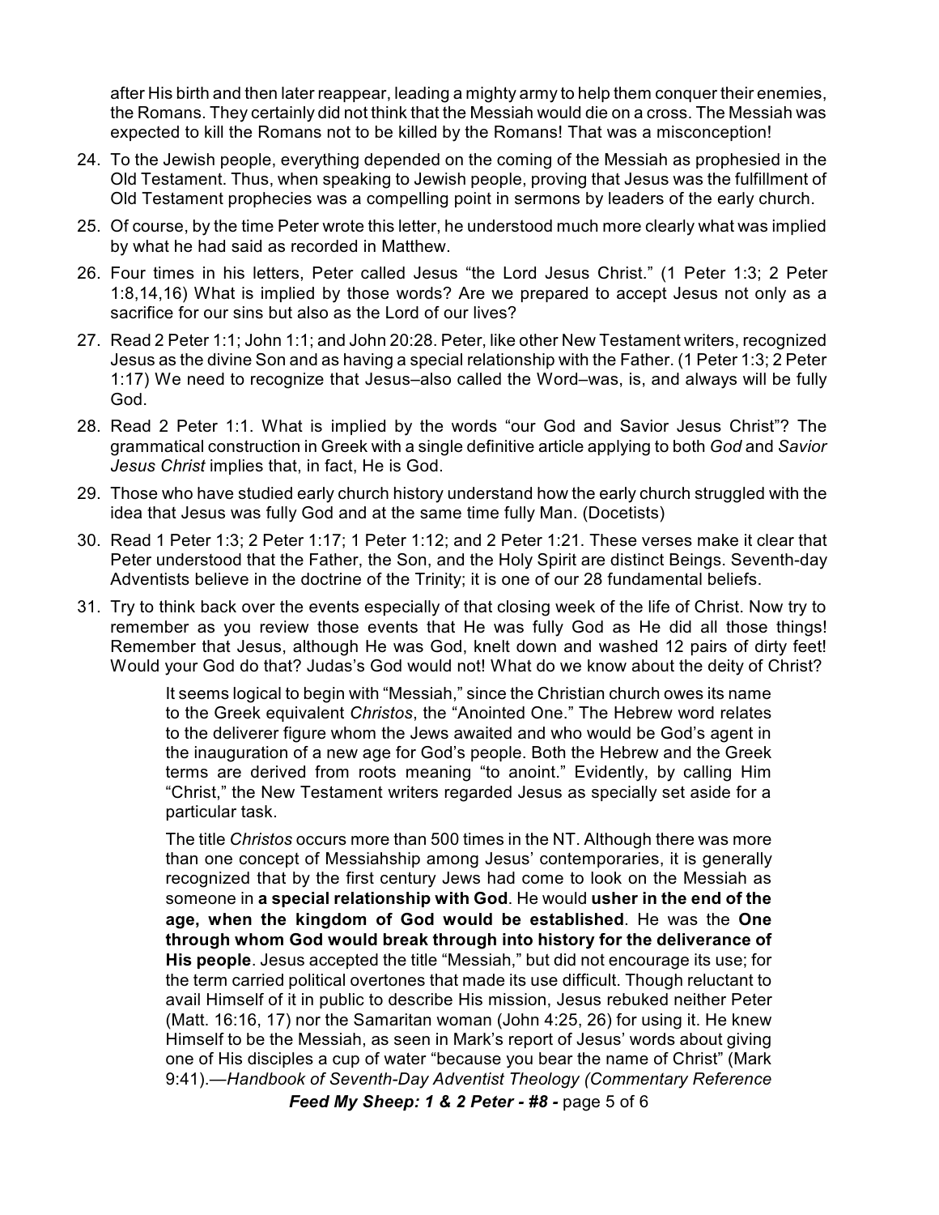after His birth and then later reappear, leading a mighty army to help them conquer their enemies, the Romans. They certainly did not think that the Messiah would die on a cross. The Messiah was expected to kill the Romans not to be killed by the Romans! That was a misconception!

24. To the Jewish people, everything depended on the coming of the Messiah as prophesied in the Old Testament. Thus, when speaking to Jewish people, proving that Jesus was the fulfillment of Old Testament prophecies was a compelling point in sermons by leaders of the early church.

25. Of course, by the time Peter wrote this letter, he understood much more clearly what was implied by what he had said as recorded in Matthew.

26. Four times in his letters, Peter called Jesus "the Lord Jesus Christ." (1 Peter 1:3; 2 Peter 1:8,14,16) What is implied by those words? Are we prepared to accept Jesus not only as a sacrifice for our sins but also as the Lord of our lives?

27. Read 2 Peter 1:1; John 1:1; and John 20:28. Peter, like other New Testament writers, recognized Jesus as the divine Son and as having a special relationship with the Father. (1 Peter 1:3; 2 Peter 1:17) We need to recognize that Jesus–also called the Word–was, is, and always will be fully God.

28. Read 2 Peter 1:1. What is implied by the words "our God and Savior Jesus Christ"? The grammatical construction in Greek with a single definitive article applying to both *God* and *Savior Jesus Christ* implies that, in fact, He is God.

29. Those who have studied early church history understand how the early church struggled with the idea that Jesus was fully God and at the same time fully Man. (Docetists)

30. Read 1 Peter 1:3; 2 Peter 1:17; 1 Peter 1:12; and 2 Peter 1:21. These verses make it clear that Peter understood that the Father, the Son, and the Holy Spirit are distinct Beings. Seventh-day Adventists believe in the doctrine of the Trinity; it is one of our 28 fundamental beliefs.

31. Try to think back over the events especially of that closing week of the life of Christ. Now try to remember as you review those events that He was fully God as He did all those things! Remember that Jesus, although He was God, knelt down and washed 12 pairs of dirty feet! Would your God do that? Judas's God would not! What do we know about the deity of Christ?

> It seems logical to begin with "Messiah," since the Christian church owes its name to the Greek equivalent *Christos*, the "Anointed One." The Hebrew word relates to the deliverer figure whom the Jews awaited and who would be God's agent in the inauguration of a new age for God's people. Both the Hebrew and the Greek terms are derived from roots meaning "to anoint." Evidently, by calling Him "Christ," the New Testament writers regarded Jesus as specially set aside for a particular task.
>
> The title *Christos* occurs more than 500 times in the NT. Although there was more than one concept of Messiahship among Jesus' contemporaries, it is generally recognized that by the first century Jews had come to look on the Messiah as someone in **a special relationship with God**. He would **usher in the end of the age, when the kingdom of God would be established**. He was the **One through whom God would break through into history for the deliverance of His people**. Jesus accepted the title "Messiah," but did not encourage its use; for the term carried political overtones that made its use difficult. Though reluctant to avail Himself of it in public to describe His mission, Jesus rebuked neither Peter (Matt. 16:16, 17) nor the Samaritan woman (John 4:25, 26) for using it. He knew Himself to be the Messiah, as seen in Mark's report of Jesus' words about giving one of His disciples a cup of water "because you bear the name of Christ" (Mark 9:41).—*Handbook of Seventh-Day Adventist Theology (Commentary Reference*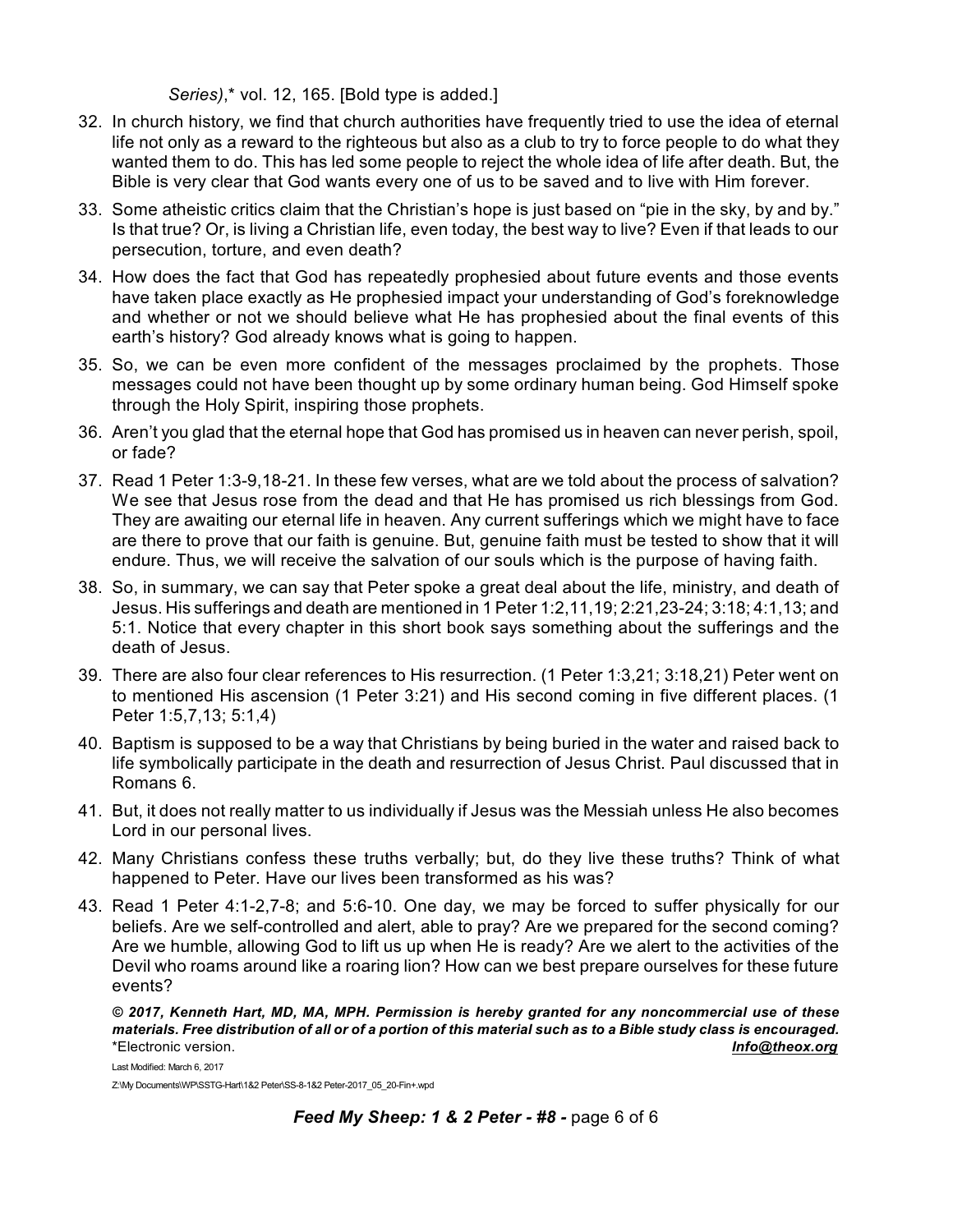*Series)*,* vol. 12, 165. [Bold type is added.]

32. In church history, we find that church authorities have frequently tried to use the idea of eternal life not only as a reward to the righteous but also as a club to try to force people to do what they wanted them to do. This has led some people to reject the whole idea of life after death. But, the Bible is very clear that God wants every one of us to be saved and to live with Him forever.
33. Some atheistic critics claim that the Christian's hope is just based on "pie in the sky, by and by." Is that true? Or, is living a Christian life, even today, the best way to live? Even if that leads to our persecution, torture, and even death?
34. How does the fact that God has repeatedly prophesied about future events and those events have taken place exactly as He prophesied impact your understanding of God's foreknowledge and whether or not we should believe what He has prophesied about the final events of this earth's history? God already knows what is going to happen.
35. So, we can be even more confident of the messages proclaimed by the prophets. Those messages could not have been thought up by some ordinary human being. God Himself spoke through the Holy Spirit, inspiring those prophets.
36. Aren't you glad that the eternal hope that God has promised us in heaven can never perish, spoil, or fade?
37. Read 1 Peter 1:3-9,18-21. In these few verses, what are we told about the process of salvation? We see that Jesus rose from the dead and that He has promised us rich blessings from God. They are awaiting our eternal life in heaven. Any current sufferings which we might have to face are there to prove that our faith is genuine. But, genuine faith must be tested to show that it will endure. Thus, we will receive the salvation of our souls which is the purpose of having faith.
38. So, in summary, we can say that Peter spoke a great deal about the life, ministry, and death of Jesus. His sufferings and death are mentioned in 1 Peter 1:2,11,19; 2:21,23-24; 3:18; 4:1,13; and 5:1. Notice that every chapter in this short book says something about the sufferings and the death of Jesus.
39. There are also four clear references to His resurrection. (1 Peter 1:3,21; 3:18,21) Peter went on to mentioned His ascension (1 Peter 3:21) and His second coming in five different places. (1 Peter 1:5,7,13; 5:1,4)
40. Baptism is supposed to be a way that Christians by being buried in the water and raised back to life symbolically participate in the death and resurrection of Jesus Christ. Paul discussed that in Romans 6.
41. But, it does not really matter to us individually if Jesus was the Messiah unless He also becomes Lord in our personal lives.
42. Many Christians confess these truths verbally; but, do they live these truths? Think of what happened to Peter. Have our lives been transformed as his was?
43. Read 1 Peter 4:1-2,7-8; and 5:6-10. One day, we may be forced to suffer physically for our beliefs. Are we self-controlled and alert, able to pray? Are we prepared for the second coming? Are we humble, allowing God to lift us up when He is ready? Are we alert to the activities of the Devil who roams around like a roaring lion? How can we best prepare ourselves for these future events?

***© 2017, Kenneth Hart, MD, MA, MPH. Permission is hereby granted for any noncommercial use of these materials. Free distribution of all or of a portion of this material such as to a Bible study class is encouraged.***
*Electronic version. ***Info@theox.org***

Last Modified: March 6, 2017

Z:\My Documents\WP\SSTG-Hart\1&2 Peter\SS-8-1&2 Peter-2017_05_20-Fin+.wpd